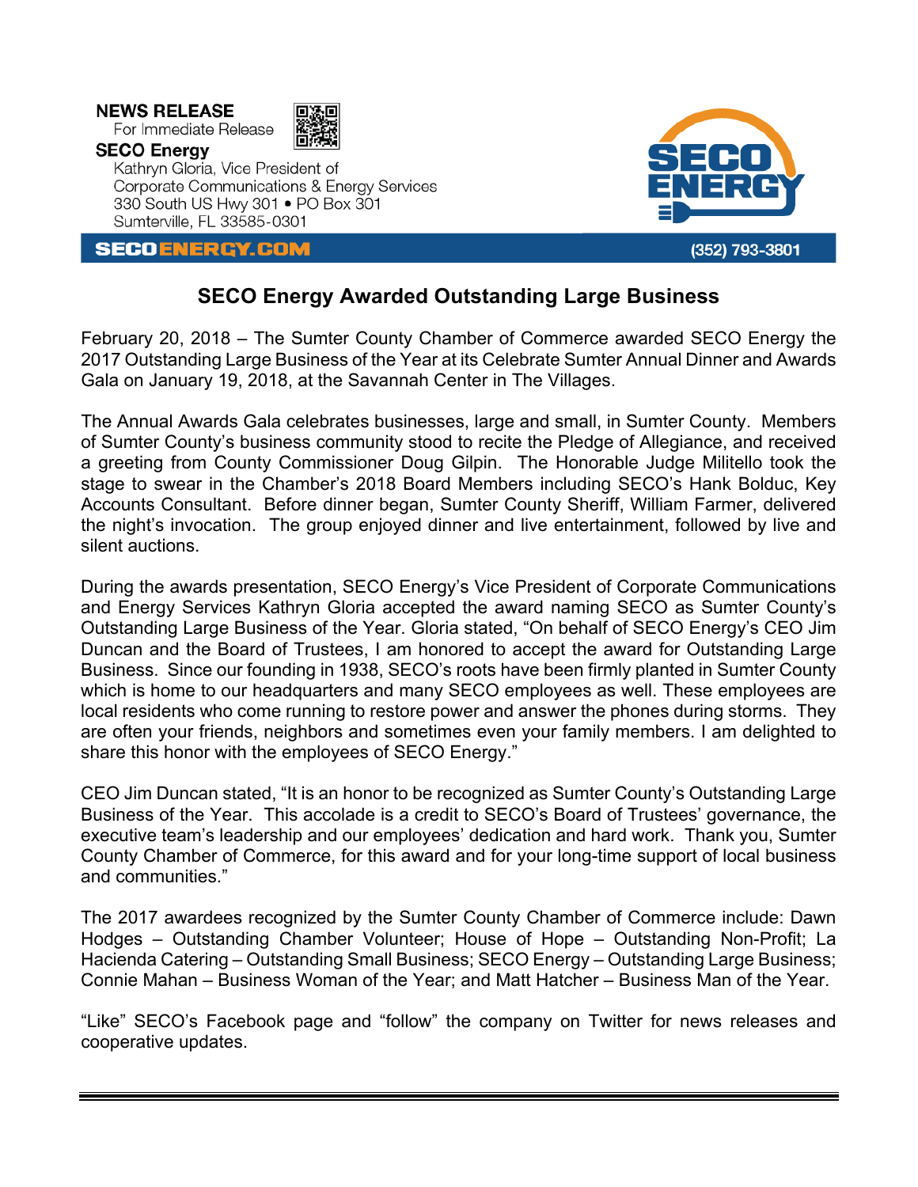**NEWS RELEASE**
For Immediate Release

**SECO Energy**
Kathryn Gloria, Vice President of
Corporate Communications & Energy Services
330 South US Hwy 301 • PO Box 301
Sumterville, FL 33585-0301

**SECOENERGY.COM** **(352) 793-3801**

## SECO Energy Awarded Outstanding Large Business

February 20, 2018 – The Sumter County Chamber of Commerce awarded SECO Energy the 2017 Outstanding Large Business of the Year at its Celebrate Sumter Annual Dinner and Awards Gala on January 19, 2018, at the Savannah Center in The Villages.

The Annual Awards Gala celebrates businesses, large and small, in Sumter County. Members of Sumter County's business community stood to recite the Pledge of Allegiance, and received a greeting from County Commissioner Doug Gilpin. The Honorable Judge Militello took the stage to swear in the Chamber's 2018 Board Members including SECO's Hank Bolduc, Key Accounts Consultant. Before dinner began, Sumter County Sheriff, William Farmer, delivered the night's invocation. The group enjoyed dinner and live entertainment, followed by live and silent auctions.

During the awards presentation, SECO Energy's Vice President of Corporate Communications and Energy Services Kathryn Gloria accepted the award naming SECO as Sumter County's Outstanding Large Business of the Year. Gloria stated, "On behalf of SECO Energy's CEO Jim Duncan and the Board of Trustees, I am honored to accept the award for Outstanding Large Business. Since our founding in 1938, SECO's roots have been firmly planted in Sumter County which is home to our headquarters and many SECO employees as well. These employees are local residents who come running to restore power and answer the phones during storms. They are often your friends, neighbors and sometimes even your family members. I am delighted to share this honor with the employees of SECO Energy."

CEO Jim Duncan stated, "It is an honor to be recognized as Sumter County's Outstanding Large Business of the Year. This accolade is a credit to SECO's Board of Trustees' governance, the executive team's leadership and our employees' dedication and hard work. Thank you, Sumter County Chamber of Commerce, for this award and for your long-time support of local business and communities."

The 2017 awardees recognized by the Sumter County Chamber of Commerce include: Dawn Hodges – Outstanding Chamber Volunteer; House of Hope – Outstanding Non-Profit; La Hacienda Catering – Outstanding Small Business; SECO Energy – Outstanding Large Business; Connie Mahan – Business Woman of the Year; and Matt Hatcher – Business Man of the Year.

"Like" SECO's Facebook page and "follow" the company on Twitter for news releases and cooperative updates.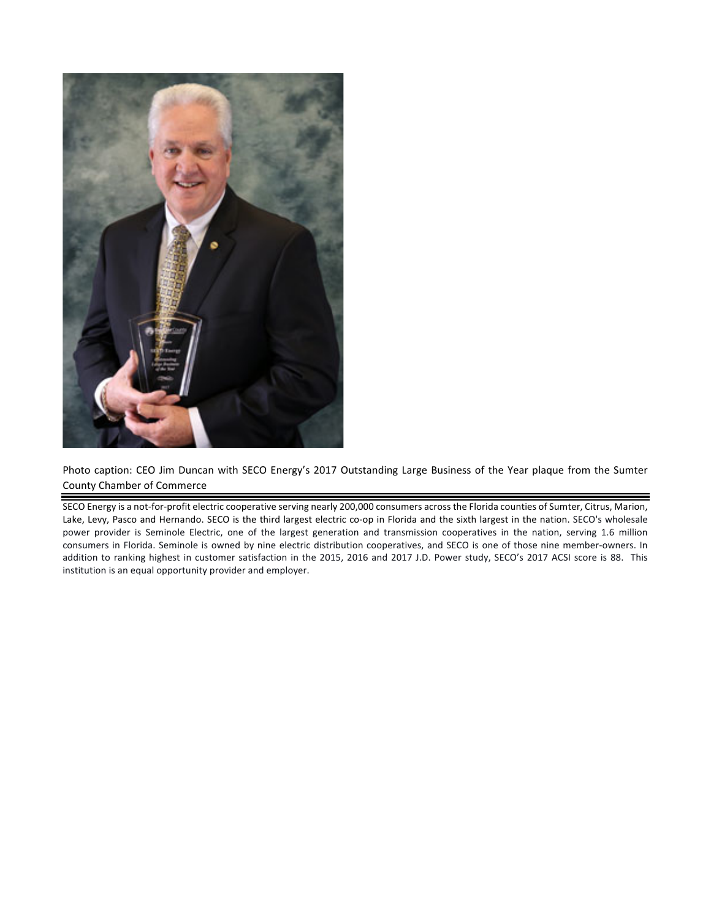Photo caption: CEO Jim Duncan with SECO Energy's 2017 Outstanding Large Business of the Year plaque from the Sumter County Chamber of Commerce

---

SECO Energy is a not-for-profit electric cooperative serving nearly 200,000 consumers across the Florida counties of Sumter, Citrus, Marion, Lake, Levy, Pasco and Hernando. SECO is the third largest electric co-op in Florida and the sixth largest in the nation. SECO's wholesale power provider is Seminole Electric, one of the largest generation and transmission cooperatives in the nation, serving 1.6 million consumers in Florida. Seminole is owned by nine electric distribution cooperatives, and SECO is one of those nine member-owners. In addition to ranking highest in customer satisfaction in the 2015, 2016 and 2017 J.D. Power study, SECO's 2017 ACSI score is 88. This institution is an equal opportunity provider and employer.